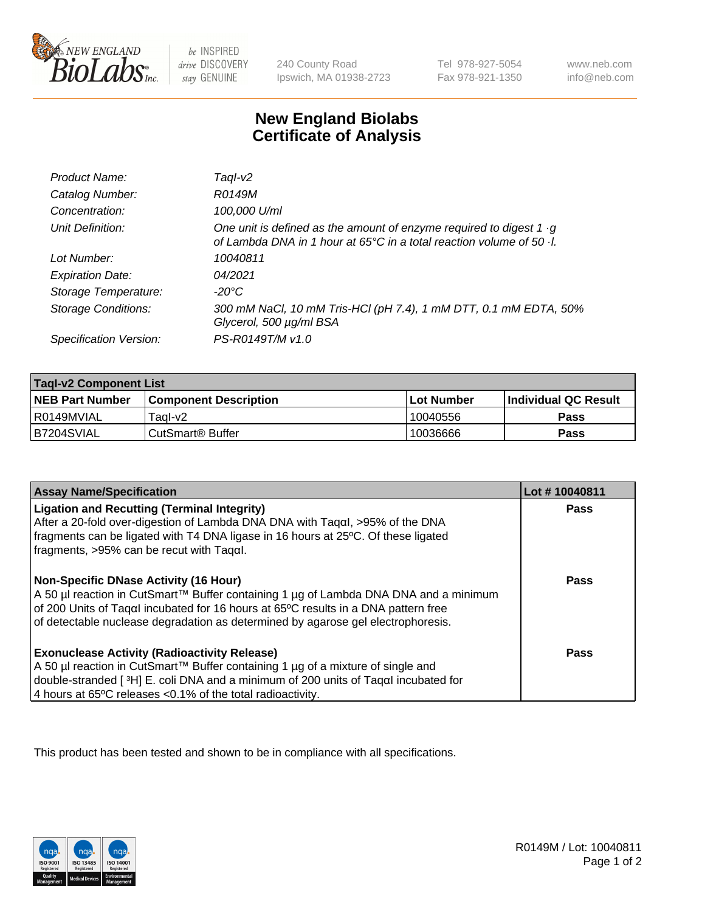# New England Biolabs
## Certificate of Analysis

| | |
|---|---|
| *Product Name:* | *TaqI-v2* |
| *Catalog Number:* | *R0149M* |
| *Concentration:* | *100,000 U/ml* |
| *Unit Definition:* | *One unit is defined as the amount of enzyme required to digest 1 ·g of Lambda DNA in 1 hour at 65°C in a total reaction volume of 50 ·l.* |
| *Lot Number:* | *10040811* |
| *Expiration Date:* | *04/2021* |
| *Storage Temperature:* | *-20°C* |
| *Storage Conditions:* | *300 mM NaCl, 10 mM Tris-HCl (pH 7.4), 1 mM DTT, 0.1 mM EDTA, 50% Glycerol, 500 µg/ml BSA* |
| *Specification Version:* | *PS-R0149T/M v1.0* |

| TaqI-v2 Component List | | | |
|---|---|---|---|
| **NEB Part Number** | **Component Description** | **Lot Number** | **Individual QC Result** |
| R0149MVIAL | TaqI-v2 | 10040556 | **Pass** |
| B7204SVIAL | CutSmart® Buffer | 10036666 | **Pass** |

| Assay Name/Specification | Lot # 10040811 |
|---|---|
| **Ligation and Recutting (Terminal Integrity)** After a 20-fold over-digestion of Lambda DNA DNA with Taqαl, >95% of the DNA fragments can be ligated with T4 DNA ligase in 16 hours at 25ºC. Of these ligated fragments, >95% can be recut with Taqαl. | **Pass** |
| **Non-Specific DNase Activity (16 Hour)** A 50 µl reaction in CutSmart™ Buffer containing 1 µg of Lambda DNA DNA and a minimum of 200 Units of Taqαl incubated for 16 hours at 65ºC results in a DNA pattern free of detectable nuclease degradation as determined by agarose gel electrophoresis. | **Pass** |
| **Exonuclease Activity (Radioactivity Release)** A 50 µl reaction in CutSmart™ Buffer containing 1 µg of a mixture of single and double-stranded [ $^3$H] E. coli DNA and a minimum of 200 units of Taqαl incubated for 4 hours at 65ºC releases <0.1% of the total radioactivity. | **Pass** |

This product has been tested and shown to be in compliance with all specifications.

R0149M / Lot: 10040811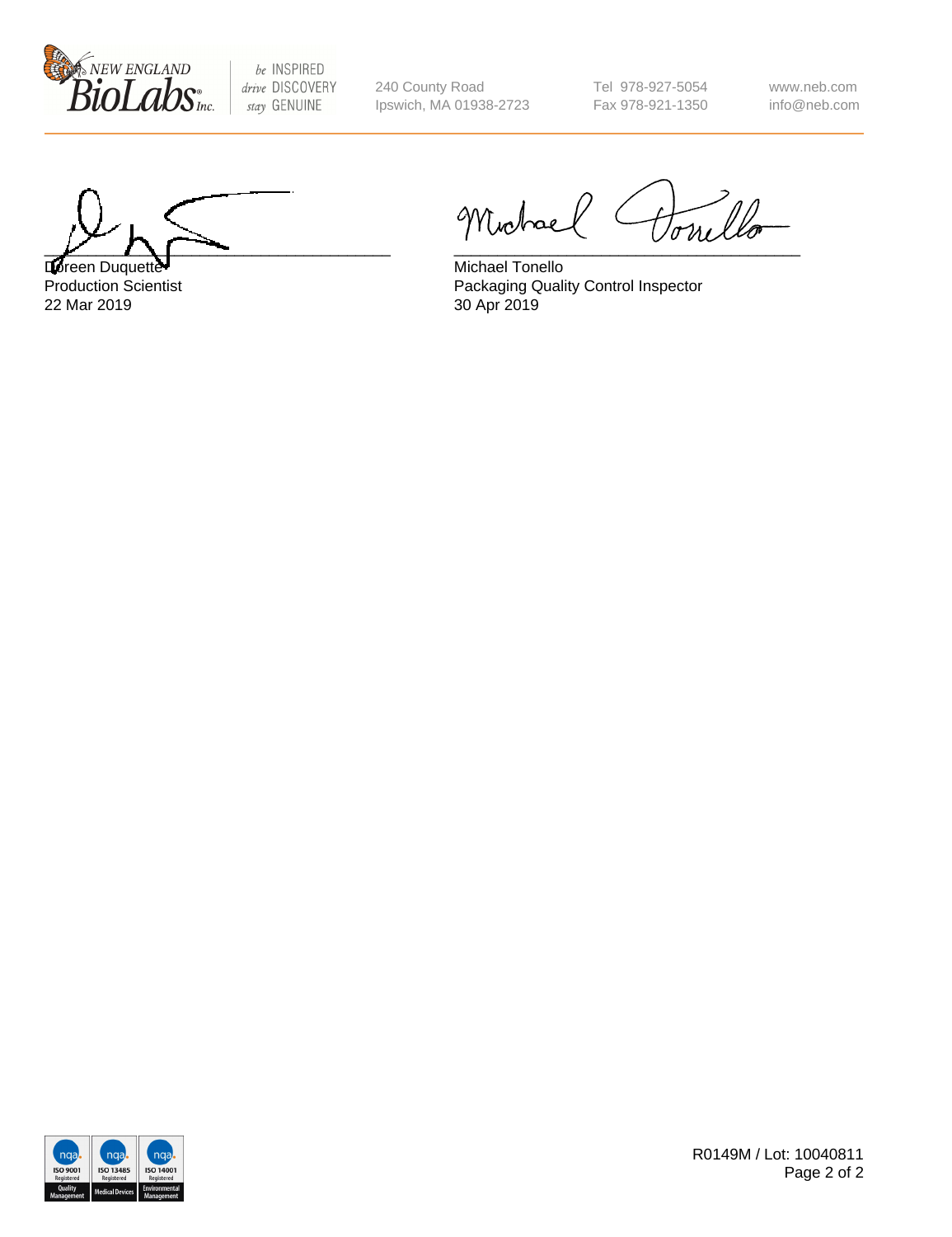Doreen Duquette
Production Scientist
22 Mar 2019

Michael Tonello
Packaging Quality Control Inspector
30 Apr 2019

R0149M / Lot: 10040811